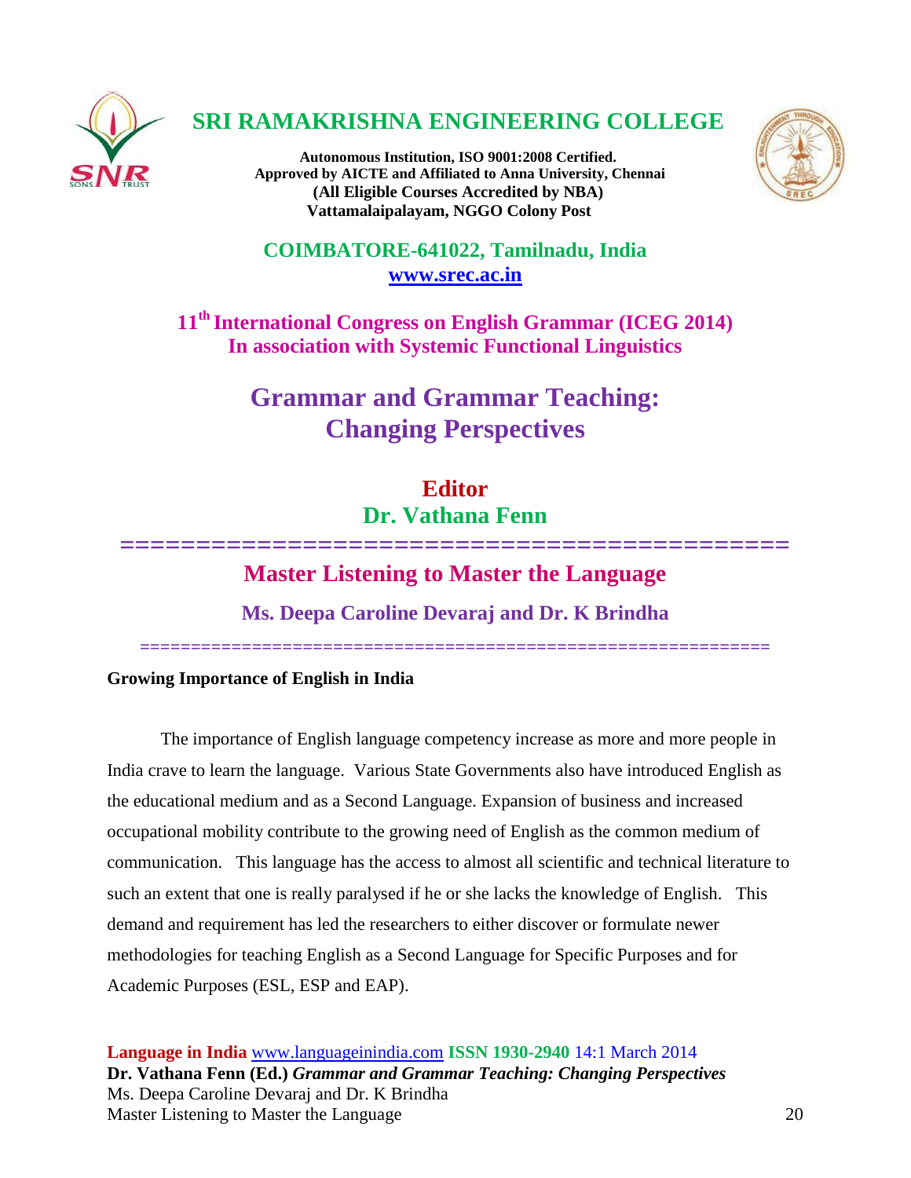# SRI RAMAKRISHNA ENGINEERING COLLEGE

**Autonomous Institution, ISO 9001:2008 Certified.**
**Approved by AICTE and Affiliated to Anna University, Chennai**
**(All Eligible Courses Accredited by NBA)**
**Vattamalaipalayam, NGGO Colony Post**

**COIMBATORE-641022, Tamilnadu, India**
**www.srec.ac.in**

**11th International Congress on English Grammar (ICEG 2014)**
**In association with Systemic Functional Linguistics**

## Grammar and Grammar Teaching: Changing Perspectives

**Editor**
**Dr. Vathana Fenn**

==========================================

# Master Listening to Master the Language

**Ms. Deepa Caroline Devaraj and Dr. K Brindha**

==========================================================

### Growing Importance of English in India

The importance of English language competency increase as more and more people in India crave to learn the language. Various State Governments also have introduced English as the educational medium and as a Second Language. Expansion of business and increased occupational mobility contribute to the growing need of English as the common medium of communication. This language has the access to almost all scientific and technical literature to such an extent that one is really paralysed if he or she lacks the knowledge of English. This demand and requirement has led the researchers to either discover or formulate newer methodologies for teaching English as a Second Language for Specific Purposes and for Academic Purposes (ESL, ESP and EAP).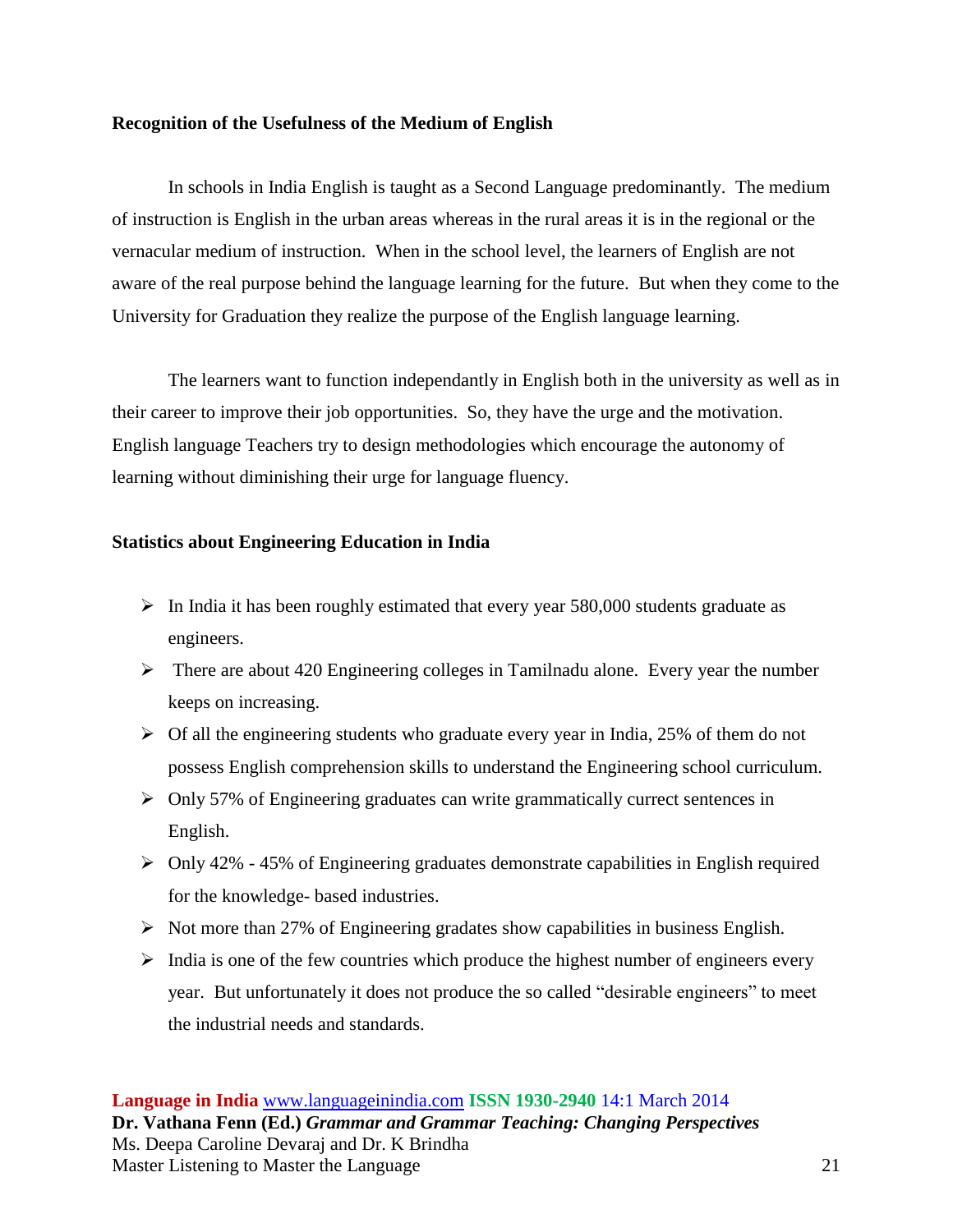**Recognition of the Usefulness of the Medium of English**

In schools in India English is taught as a Second Language predominantly. The medium of instruction is English in the urban areas whereas in the rural areas it is in the regional or the vernacular medium of instruction. When in the school level, the learners of English are not aware of the real purpose behind the language learning for the future. But when they come to the University for Graduation they realize the purpose of the English language learning.

The learners want to function independantly in English both in the university as well as in their career to improve their job opportunities. So, they have the urge and the motivation. English language Teachers try to design methodologies which encourage the autonomy of learning without diminishing their urge for language fluency.

**Statistics about Engineering Education in India**

- In India it has been roughly estimated that every year 580,000 students graduate as engineers.
- There are about 420 Engineering colleges in Tamilnadu alone. Every year the number keeps on increasing.
- Of all the engineering students who graduate every year in India, 25% of them do not possess English comprehension skills to understand the Engineering school curriculum.
- Only 57% of Engineering graduates can write grammatically currect sentences in English.
- Only 42% - 45% of Engineering graduates demonstrate capabilities in English required for the knowledge- based industries.
- Not more than 27% of Engineering gradates show capabilities in business English.
- India is one of the few countries which produce the highest number of engineers every year. But unfortunately it does not produce the so called "desirable engineers" to meet the industrial needs and standards.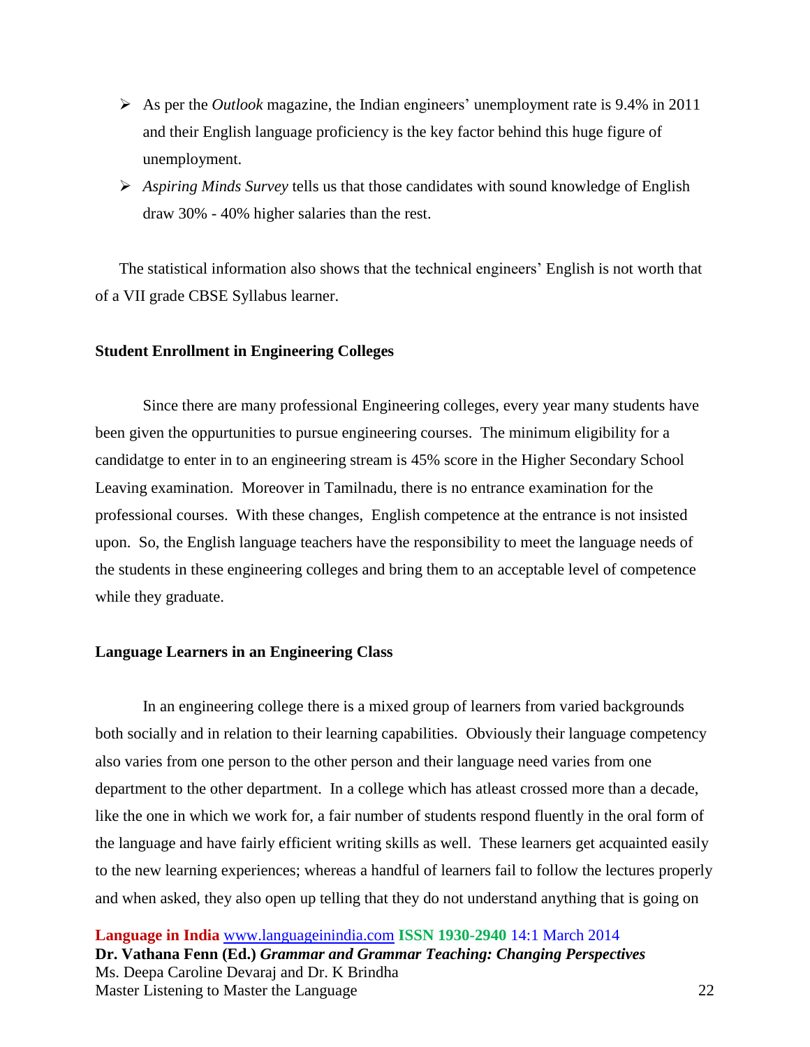- As per the *Outlook* magazine, the Indian engineers' unemployment rate is 9.4% in 2011 and their English language proficiency is the key factor behind this huge figure of unemployment.
- *Aspiring Minds Survey* tells us that those candidates with sound knowledge of English draw 30% - 40% higher salaries than the rest.

The statistical information also shows that the technical engineers' English is not worth that of a VII grade CBSE Syllabus learner.

**Student Enrollment in Engineering Colleges**

Since there are many professional Engineering colleges, every year many students have been given the oppurtunities to pursue engineering courses. The minimum eligibility for a candidatge to enter in to an engineering stream is 45% score in the Higher Secondary School Leaving examination. Moreover in Tamilnadu, there is no entrance examination for the professional courses. With these changes, English competence at the entrance is not insisted upon. So, the English language teachers have the responsibility to meet the language needs of the students in these engineering colleges and bring them to an acceptable level of competence while they graduate.

**Language Learners in an Engineering Class**

In an engineering college there is a mixed group of learners from varied backgrounds both socially and in relation to their learning capabilities. Obviously their language competency also varies from one person to the other person and their language need varies from one department to the other department. In a college which has atleast crossed more than a decade, like the one in which we work for, a fair number of students respond fluently in the oral form of the language and have fairly efficient writing skills as well. These learners get acquainted easily to the new learning experiences; whereas a handful of learners fail to follow the lectures properly and when asked, they also open up telling that they do not understand anything that is going on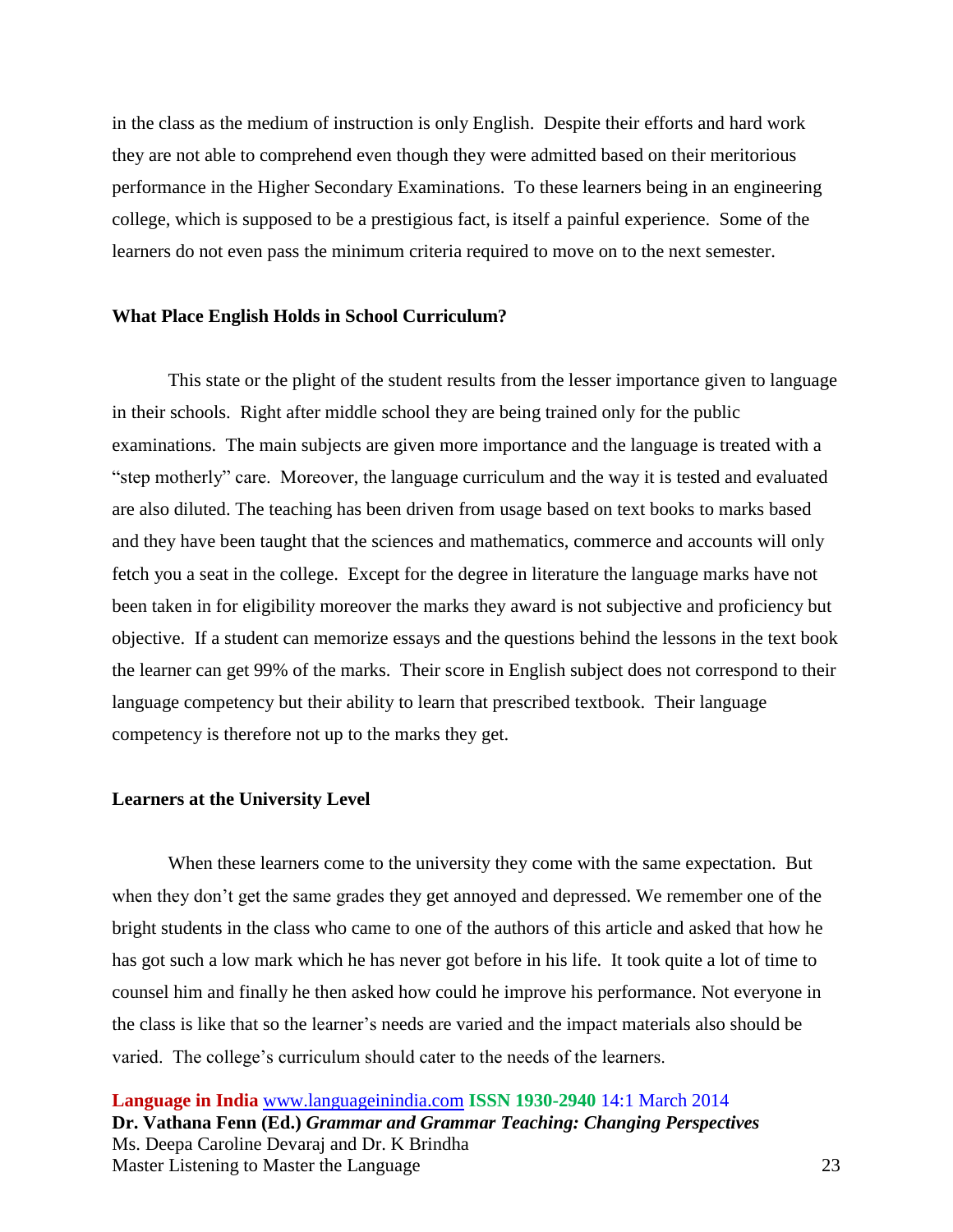in the class as the medium of instruction is only English. Despite their efforts and hard work they are not able to comprehend even though they were admitted based on their meritorious performance in the Higher Secondary Examinations. To these learners being in an engineering college, which is supposed to be a prestigious fact, is itself a painful experience. Some of the learners do not even pass the minimum criteria required to move on to the next semester.

### What Place English Holds in School Curriculum?

This state or the plight of the student results from the lesser importance given to language in their schools. Right after middle school they are being trained only for the public examinations. The main subjects are given more importance and the language is treated with a "step motherly" care. Moreover, the language curriculum and the way it is tested and evaluated are also diluted. The teaching has been driven from usage based on text books to marks based and they have been taught that the sciences and mathematics, commerce and accounts will only fetch you a seat in the college. Except for the degree in literature the language marks have not been taken in for eligibility moreover the marks they award is not subjective and proficiency but objective. If a student can memorize essays and the questions behind the lessons in the text book the learner can get 99% of the marks. Their score in English subject does not correspond to their language competency but their ability to learn that prescribed textbook. Their language competency is therefore not up to the marks they get.

### Learners at the University Level

When these learners come to the university they come with the same expectation. But when they don't get the same grades they get annoyed and depressed. We remember one of the bright students in the class who came to one of the authors of this article and asked that how he has got such a low mark which he has never got before in his life. It took quite a lot of time to counsel him and finally he then asked how could he improve his performance. Not everyone in the class is like that so the learner's needs are varied and the impact materials also should be varied. The college's curriculum should cater to the needs of the learners.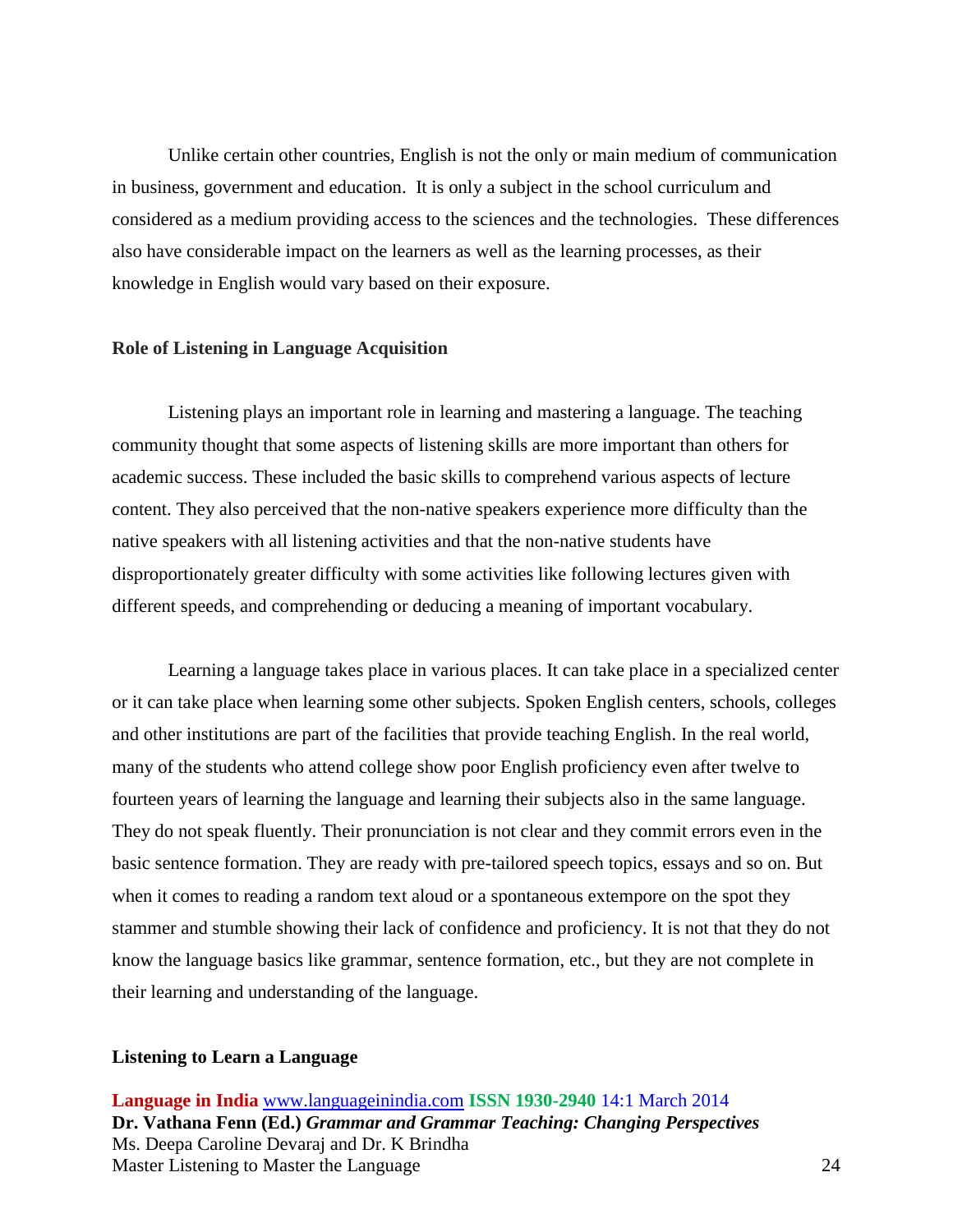Unlike certain other countries, English is not the only or main medium of communication in business, government and education. It is only a subject in the school curriculum and considered as a medium providing access to the sciences and the technologies. These differences also have considerable impact on the learners as well as the learning processes, as their knowledge in English would vary based on their exposure.

**Role of Listening in Language Acquisition**

Listening plays an important role in learning and mastering a language. The teaching community thought that some aspects of listening skills are more important than others for academic success. These included the basic skills to comprehend various aspects of lecture content. They also perceived that the non-native speakers experience more difficulty than the native speakers with all listening activities and that the non-native students have disproportionately greater difficulty with some activities like following lectures given with different speeds, and comprehending or deducing a meaning of important vocabulary.

Learning a language takes place in various places. It can take place in a specialized center or it can take place when learning some other subjects. Spoken English centers, schools, colleges and other institutions are part of the facilities that provide teaching English. In the real world, many of the students who attend college show poor English proficiency even after twelve to fourteen years of learning the language and learning their subjects also in the same language. They do not speak fluently. Their pronunciation is not clear and they commit errors even in the basic sentence formation. They are ready with pre-tailored speech topics, essays and so on. But when it comes to reading a random text aloud or a spontaneous extempore on the spot they stammer and stumble showing their lack of confidence and proficiency. It is not that they do not know the language basics like grammar, sentence formation, etc., but they are not complete in their learning and understanding of the language.

**Listening to Learn a Language**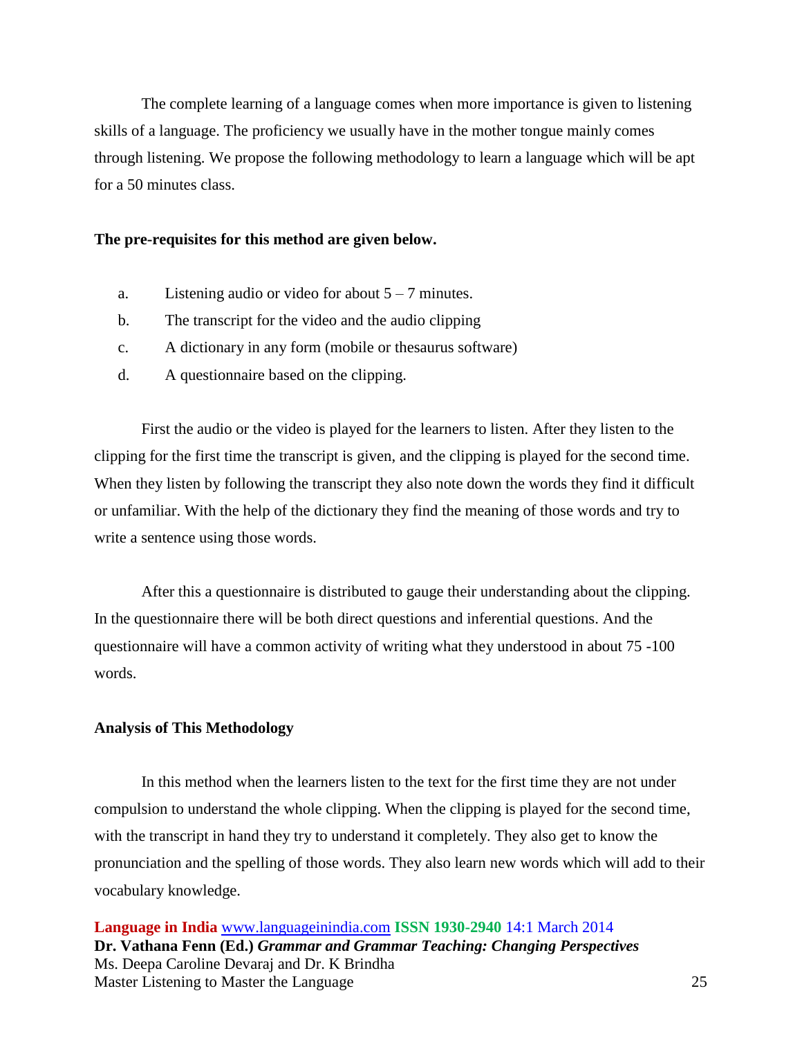The complete learning of a language comes when more importance is given to listening skills of a language. The proficiency we usually have in the mother tongue mainly comes through listening. We propose the following methodology to learn a language which will be apt for a 50 minutes class.

**The pre-requisites for this method are given below.**

a. Listening audio or video for about 5 – 7 minutes.

b. The transcript for the video and the audio clipping

c. A dictionary in any form (mobile or thesaurus software)

d. A questionnaire based on the clipping.

First the audio or the video is played for the learners to listen. After they listen to the clipping for the first time the transcript is given, and the clipping is played for the second time. When they listen by following the transcript they also note down the words they find it difficult or unfamiliar. With the help of the dictionary they find the meaning of those words and try to write a sentence using those words.

After this a questionnaire is distributed to gauge their understanding about the clipping. In the questionnaire there will be both direct questions and inferential questions. And the questionnaire will have a common activity of writing what they understood in about 75 -100 words.

**Analysis of This Methodology**

In this method when the learners listen to the text for the first time they are not under compulsion to understand the whole clipping. When the clipping is played for the second time, with the transcript in hand they try to understand it completely. They also get to know the pronunciation and the spelling of those words. They also learn new words which will add to their vocabulary knowledge.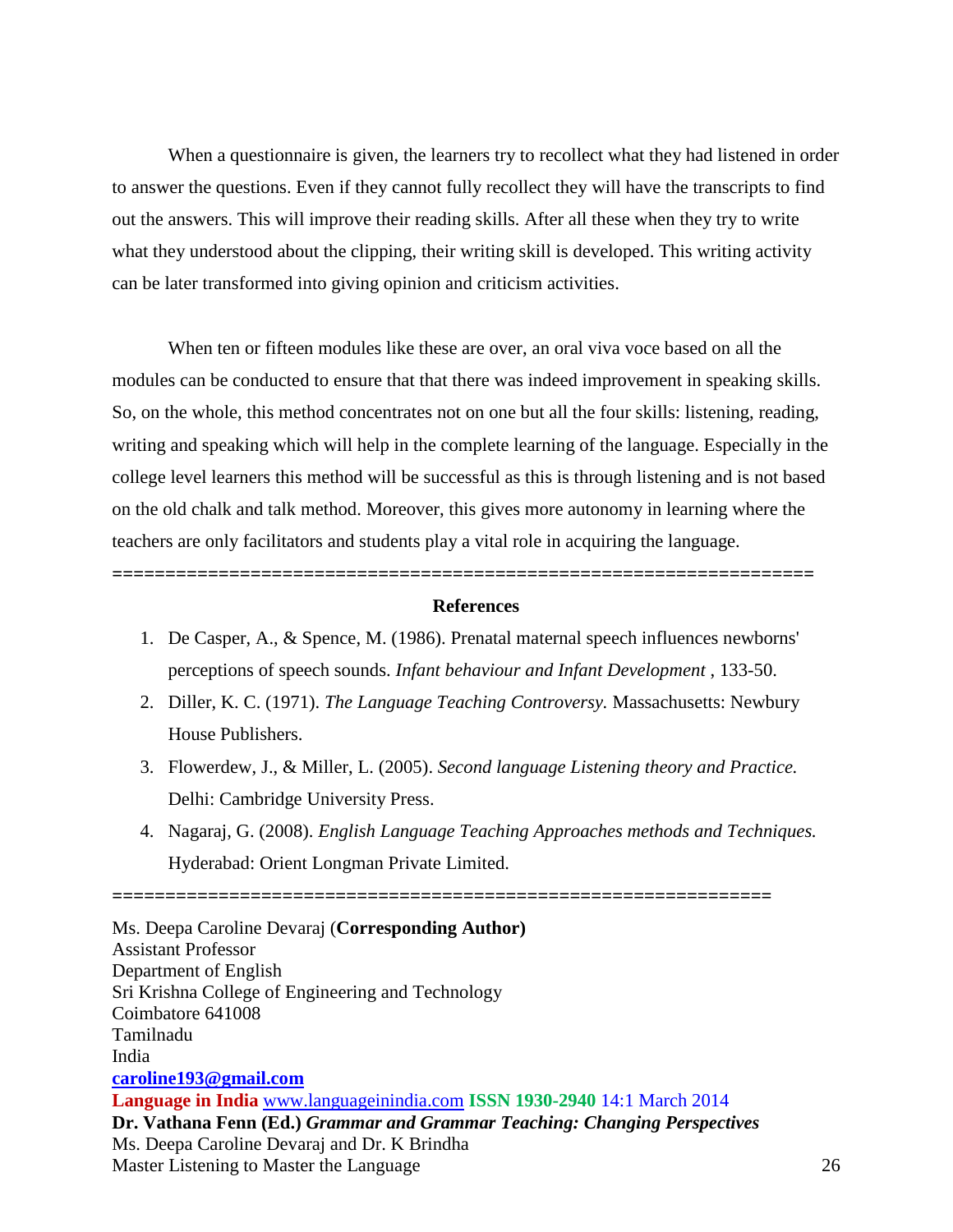When a questionnaire is given, the learners try to recollect what they had listened in order to answer the questions. Even if they cannot fully recollect they will have the transcripts to find out the answers. This will improve their reading skills. After all these when they try to write what they understood about the clipping, their writing skill is developed. This writing activity can be later transformed into giving opinion and criticism activities.

When ten or fifteen modules like these are over, an oral viva voce based on all the modules can be conducted to ensure that that there was indeed improvement in speaking skills. So, on the whole, this method concentrates not on one but all the four skills: listening, reading, writing and speaking which will help in the complete learning of the language. Especially in the college level learners this method will be successful as this is through listening and is not based on the old chalk and talk method. Moreover, this gives more autonomy in learning where the teachers are only facilitators and students play a vital role in acquiring the language.

=================================================================

**References**

1. De Casper, A., & Spence, M. (1986). Prenatal maternal speech influences newborns' perceptions of speech sounds. *Infant behaviour and Infant Development* , 133-50.
2. Diller, K. C. (1971). *The Language Teaching Controversy.* Massachusetts: Newbury House Publishers.
3. Flowerdew, J., & Miller, L. (2005). *Second language Listening theory and Practice.* Delhi: Cambridge University Press.
4. Nagaraj, G. (2008). *English Language Teaching Approaches methods and Techniques.* Hyderabad: Orient Longman Private Limited.

=================================================================

Ms. Deepa Caroline Devaraj (**Corresponding Author)**
Assistant Professor
Department of English
Sri Krishna College of Engineering and Technology
Coimbatore 641008
Tamilnadu
India
**caroline193@gmail.com**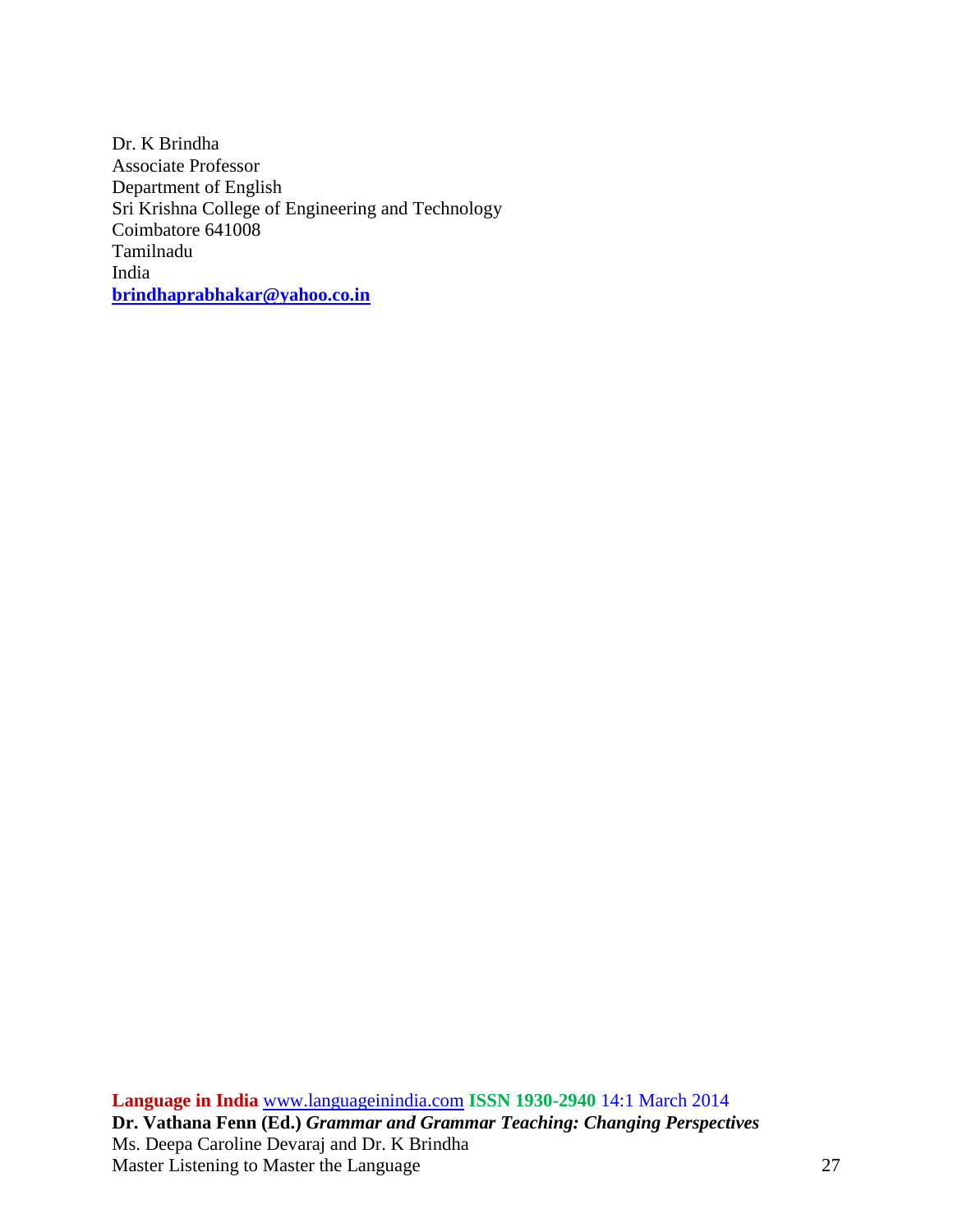Dr. K Brindha
Associate Professor
Department of English
Sri Krishna College of Engineering and Technology
Coimbatore 641008
Tamilnadu
India
**brindhaprabhakar@yahoo.co.in**